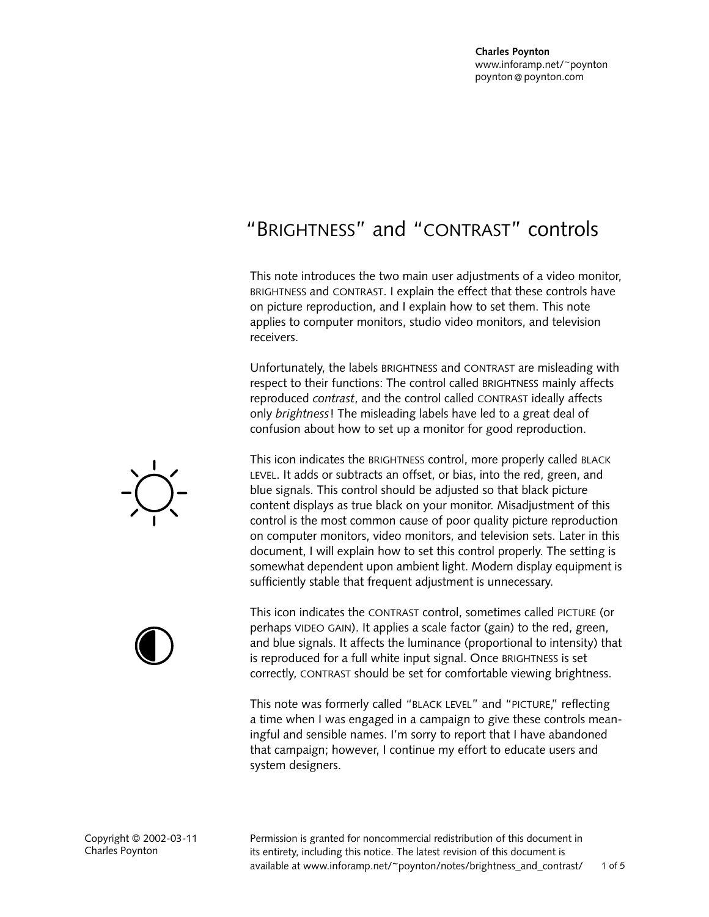Charles Poynton
www.inforamp.net/~poynton
poynton@poynton.com

# "BRIGHTNESS" and "CONTRAST" controls

This note introduces the two main user adjustments of a video monitor, BRIGHTNESS and CONTRAST. I explain the effect that these controls have on picture reproduction, and I explain how to set them. This note applies to computer monitors, studio video monitors, and television receivers.

Unfortunately, the labels BRIGHTNESS and CONTRAST are misleading with respect to their functions: The control called BRIGHTNESS mainly affects reproduced *contrast*, and the control called CONTRAST ideally affects only *brightness*! The misleading labels have led to a great deal of confusion about how to set up a monitor for good reproduction.

This icon indicates the BRIGHTNESS control, more properly called BLACK LEVEL. It adds or subtracts an offset, or bias, into the red, green, and blue signals. This control should be adjusted so that black picture content displays as true black on your monitor. Misadjustment of this control is the most common cause of poor quality picture reproduction on computer monitors, video monitors, and television sets. Later in this document, I will explain how to set this control properly. The setting is somewhat dependent upon ambient light. Modern display equipment is sufficiently stable that frequent adjustment is unnecessary.

This icon indicates the CONTRAST control, sometimes called PICTURE (or perhaps VIDEO GAIN). It applies a scale factor (gain) to the red, green, and blue signals. It affects the luminance (proportional to intensity) that is reproduced for a full white input signal. Once BRIGHTNESS is set correctly, CONTRAST should be set for comfortable viewing brightness.

This note was formerly called "BLACK LEVEL" and "PICTURE," reflecting a time when I was engaged in a campaign to give these controls meaningful and sensible names. I'm sorry to report that I have abandoned that campaign; however, I continue my effort to educate users and system designers.

Copyright © 2002-03-11
Charles Poynton

Permission is granted for noncommercial redistribution of this document in its entirety, including this notice. The latest revision of this document is available at www.inforamp.net/~poynton/notes/brightness_and_contrast/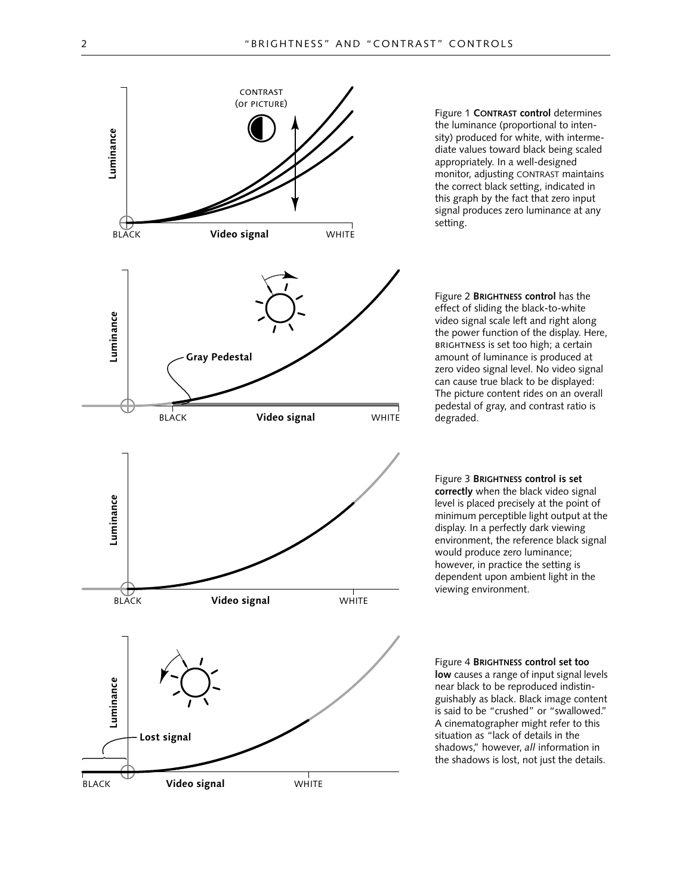Figure 1 **CONTRAST control** determines the luminance (proportional to intensity) produced for white, with intermediate values toward black being scaled appropriately. In a well-designed monitor, adjusting CONTRAST maintains the correct black setting, indicated in this graph by the fact that zero input signal produces zero luminance at any setting.

Figure 2 **BRIGHTNESS control** has the effect of sliding the black-to-white video signal scale left and right along the power function of the display. Here, BRIGHTNESS is set too high; a certain amount of luminance is produced at zero video signal level. No video signal can cause true black to be displayed: The picture content rides on an overall pedestal of gray, and contrast ratio is degraded.

Figure 3 **BRIGHTNESS control is set correctly** when the black video signal level is placed precisely at the point of minimum perceptible light output at the display. In a perfectly dark viewing environment, the reference black signal would produce zero luminance; however, in practice the setting is dependent upon ambient light in the viewing environment.

Figure 4 **BRIGHTNESS control set too low** causes a range of input signal levels near black to be reproduced indistinguishably as black. Black image content is said to be "crushed" or "swallowed." A cinematographer might refer to this situation as "lack of details in the shadows," however, *all* information in the shadows is lost, not just the details.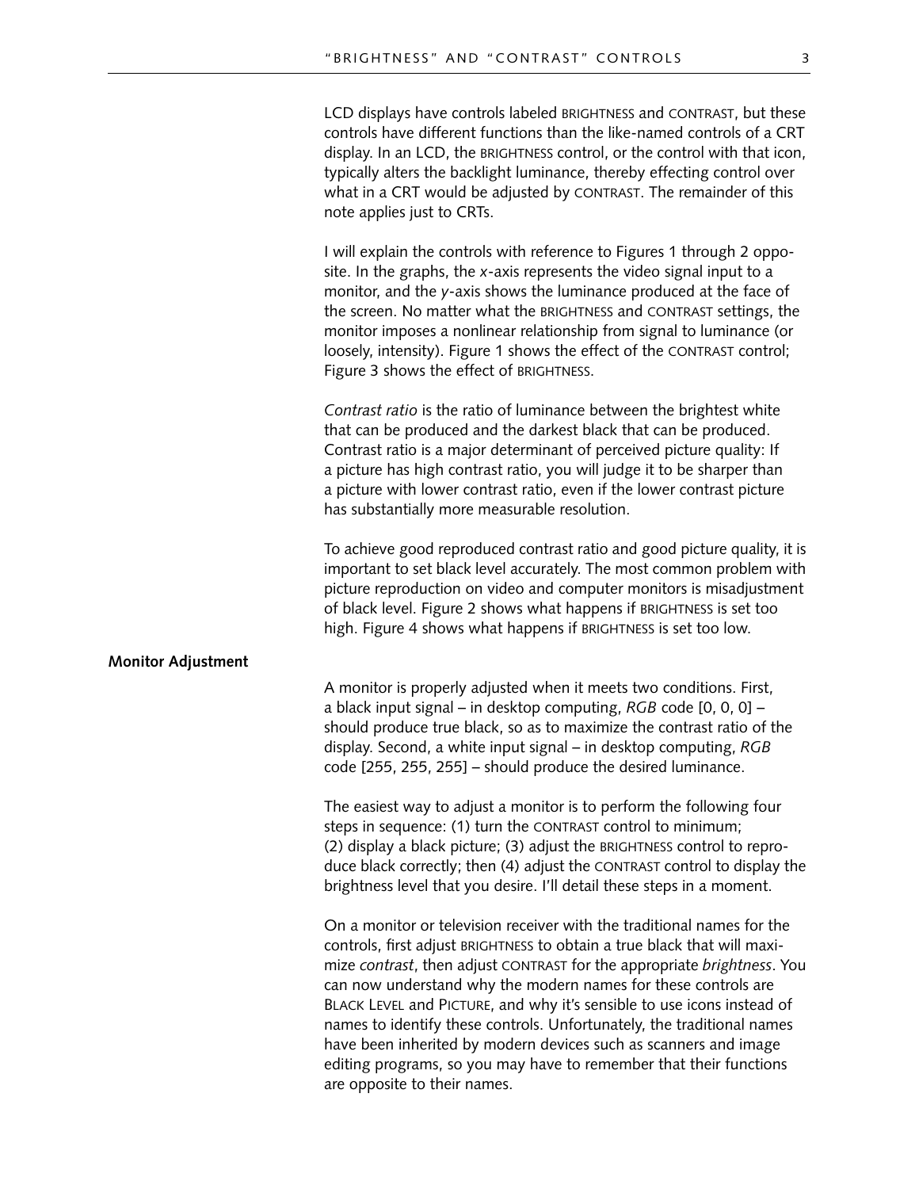LCD displays have controls labeled BRIGHTNESS and CONTRAST, but these controls have different functions than the like-named controls of a CRT display. In an LCD, the BRIGHTNESS control, or the control with that icon, typically alters the backlight luminance, thereby effecting control over what in a CRT would be adjusted by CONTRAST. The remainder of this note applies just to CRTs.

I will explain the controls with reference to Figures 1 through 2 opposite. In the graphs, the *x*-axis represents the video signal input to a monitor, and the *y*-axis shows the luminance produced at the face of the screen. No matter what the BRIGHTNESS and CONTRAST settings, the monitor imposes a nonlinear relationship from signal to luminance (or loosely, intensity). Figure 1 shows the effect of the CONTRAST control; Figure 3 shows the effect of BRIGHTNESS.

*Contrast ratio* is the ratio of luminance between the brightest white that can be produced and the darkest black that can be produced. Contrast ratio is a major determinant of perceived picture quality: If a picture has high contrast ratio, you will judge it to be sharper than a picture with lower contrast ratio, even if the lower contrast picture has substantially more measurable resolution.

To achieve good reproduced contrast ratio and good picture quality, it is important to set black level accurately. The most common problem with picture reproduction on video and computer monitors is misadjustment of black level. Figure 2 shows what happens if BRIGHTNESS is set too high. Figure 4 shows what happens if BRIGHTNESS is set too low.

## Monitor Adjustment

A monitor is properly adjusted when it meets two conditions. First, a black input signal – in desktop computing, *RGB* code [0, 0, 0] – should produce true black, so as to maximize the contrast ratio of the display. Second, a white input signal – in desktop computing, *RGB* code [255, 255, 255] – should produce the desired luminance.

The easiest way to adjust a monitor is to perform the following four steps in sequence: (1) turn the CONTRAST control to minimum; (2) display a black picture; (3) adjust the BRIGHTNESS control to reproduce black correctly; then (4) adjust the CONTRAST control to display the brightness level that you desire. I'll detail these steps in a moment.

On a monitor or television receiver with the traditional names for the controls, first adjust BRIGHTNESS to obtain a true black that will maximize *contrast*, then adjust CONTRAST for the appropriate *brightness*. You can now understand why the modern names for these controls are BLACK LEVEL and PICTURE, and why it's sensible to use icons instead of names to identify these controls. Unfortunately, the traditional names have been inherited by modern devices such as scanners and image editing programs, so you may have to remember that their functions are opposite to their names.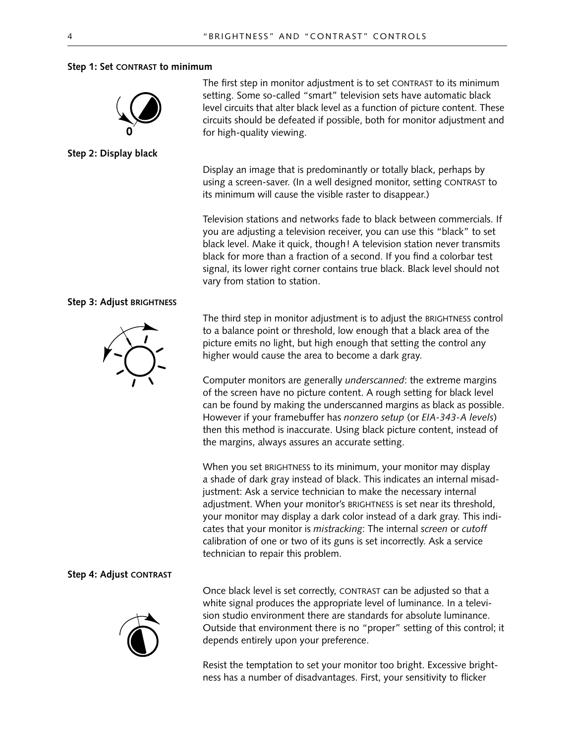### Step 1: Set CONTRAST to minimum

The first step in monitor adjustment is to set CONTRAST to its minimum setting. Some so-called "smart" television sets have automatic black level circuits that alter black level as a function of picture content. These circuits should be defeated if possible, both for monitor adjustment and for high-quality viewing.

### Step 2: Display black

Display an image that is predominantly or totally black, perhaps by using a screen-saver. (In a well designed monitor, setting CONTRAST to its minimum will cause the visible raster to disappear.)

Television stations and networks fade to black between commercials. If you are adjusting a television receiver, you can use this "black" to set black level. Make it quick, though! A television station never transmits black for more than a fraction of a second. If you find a colorbar test signal, its lower right corner contains true black. Black level should not vary from station to station.

### Step 3: Adjust BRIGHTNESS

The third step in monitor adjustment is to adjust the BRIGHTNESS control to a balance point or threshold, low enough that a black area of the picture emits no light, but high enough that setting the control any higher would cause the area to become a dark gray.

Computer monitors are generally *underscanned*: the extreme margins of the screen have no picture content. A rough setting for black level can be found by making the underscanned margins as black as possible. However if your framebuffer has *nonzero setup* (or *EIA-343-A levels*) then this method is inaccurate. Using black picture content, instead of the margins, always assures an accurate setting.

When you set BRIGHTNESS to its minimum, your monitor may display a shade of dark gray instead of black. This indicates an internal misadjustment: Ask a service technician to make the necessary internal adjustment. When your monitor's BRIGHTNESS is set near its threshold, your monitor may display a dark color instead of a dark gray. This indicates that your monitor is *mistracking*: The internal *screen* or *cutoff* calibration of one or two of its guns is set incorrectly. Ask a service technician to repair this problem.

### Step 4: Adjust CONTRAST

Once black level is set correctly, CONTRAST can be adjusted so that a white signal produces the appropriate level of luminance. In a television studio environment there are standards for absolute luminance. Outside that environment there is no "proper" setting of this control; it depends entirely upon your preference.

Resist the temptation to set your monitor too bright. Excessive brightness has a number of disadvantages. First, your sensitivity to flicker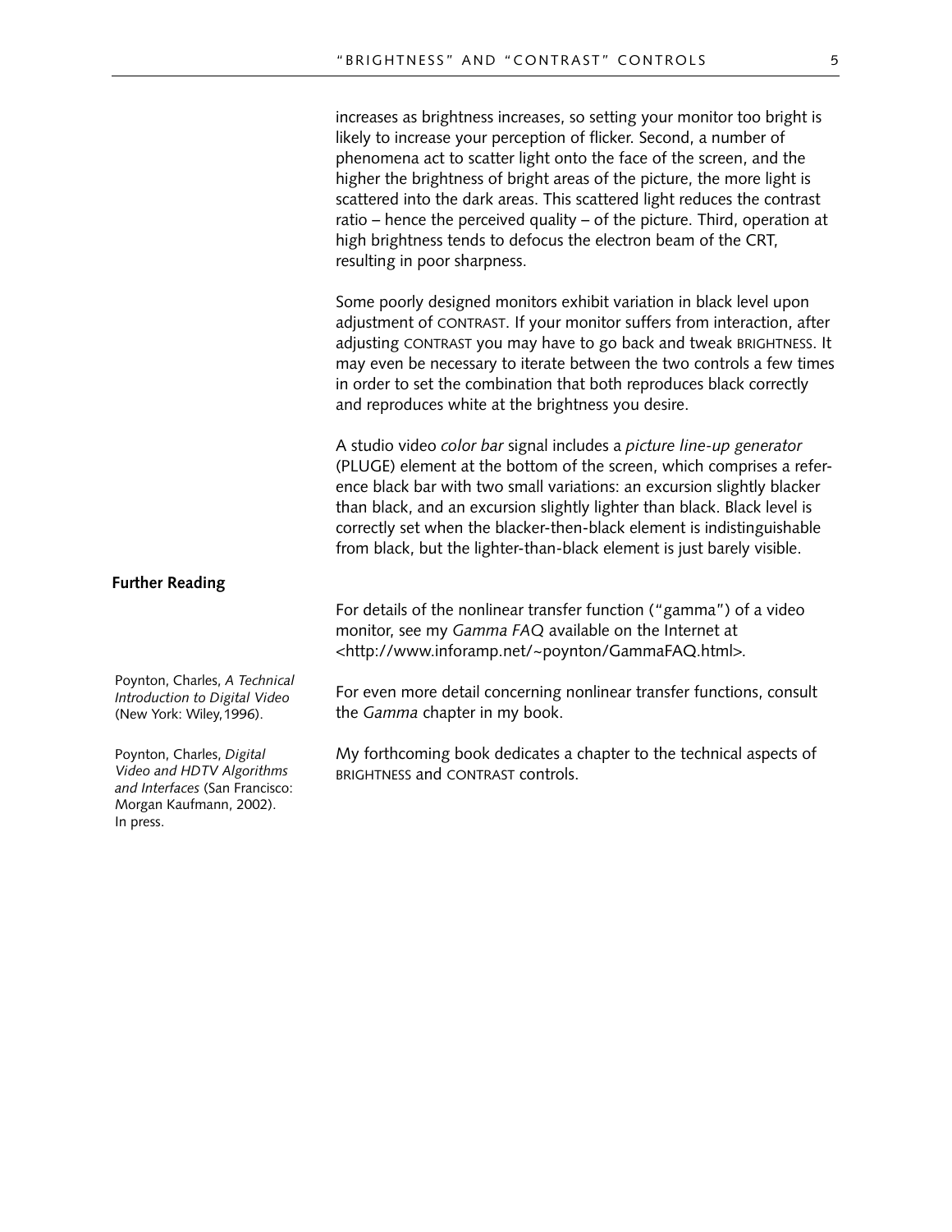increases as brightness increases, so setting your monitor too bright is likely to increase your perception of flicker. Second, a number of phenomena act to scatter light onto the face of the screen, and the higher the brightness of bright areas of the picture, the more light is scattered into the dark areas. This scattered light reduces the contrast ratio – hence the perceived quality – of the picture. Third, operation at high brightness tends to defocus the electron beam of the CRT, resulting in poor sharpness.

Some poorly designed monitors exhibit variation in black level upon adjustment of CONTRAST. If your monitor suffers from interaction, after adjusting CONTRAST you may have to go back and tweak BRIGHTNESS. It may even be necessary to iterate between the two controls a few times in order to set the combination that both reproduces black correctly and reproduces white at the brightness you desire.

A studio video *color bar* signal includes a *picture line-up generator* (PLUGE) element at the bottom of the screen, which comprises a reference black bar with two small variations: an excursion slightly blacker than black, and an excursion slightly lighter than black. Black level is correctly set when the blacker-then-black element is indistinguishable from black, but the lighter-than-black element is just barely visible.

**Further Reading**

For details of the nonlinear transfer function ("gamma") of a video monitor, see my *Gamma FAQ* available on the Internet at <http://www.inforamp.net/~poynton/GammaFAQ.html>.

Poynton, Charles, *A Technical Introduction to Digital Video* (New York: Wiley,1996).

For even more detail concerning nonlinear transfer functions, consult the *Gamma* chapter in my book.

Poynton, Charles, *Digital Video and HDTV Algorithms and Interfaces* (San Francisco: Morgan Kaufmann, 2002). In press.

My forthcoming book dedicates a chapter to the technical aspects of BRIGHTNESS and CONTRAST controls.